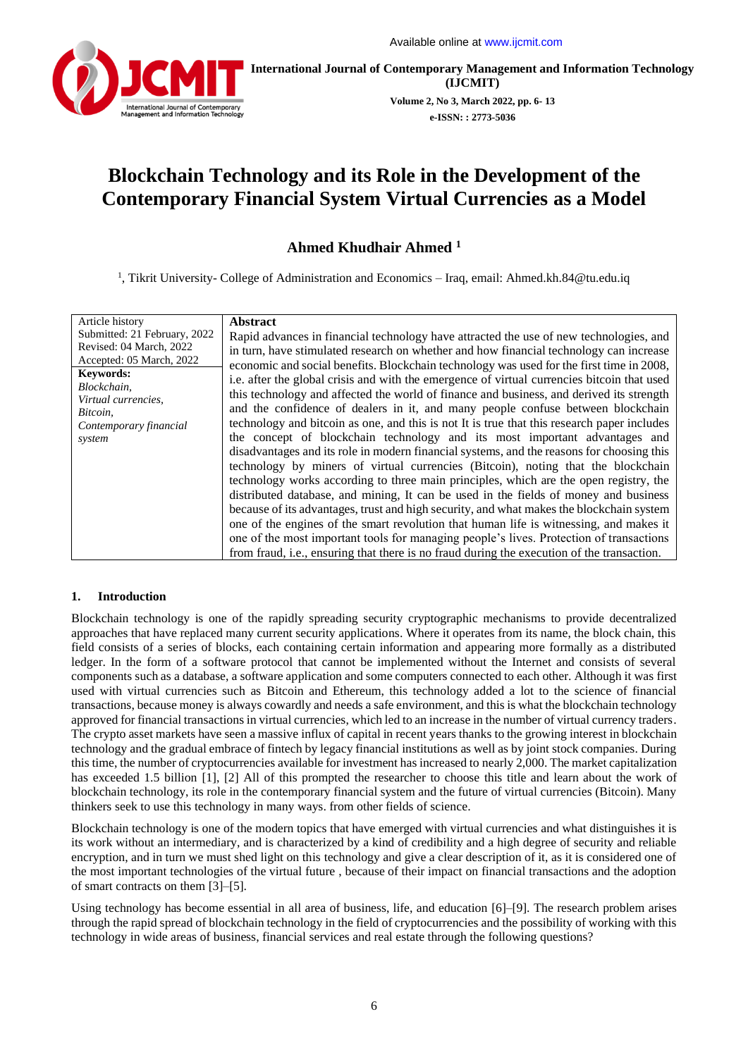# Blockchain Technology and its Role in the Development of the Contemporary Financial System Virtual Currencies as a Model

**Ahmed Khudhair Ahmed [1]**

[1], Tikrit University- College of Administration and Economics – Iraq, email: Ahmed.kh.84@tu.edu.iq

| Article history | Abstract |
|---|---|
| Submitted: 21 February, 2022<br>Revised: 04 March, 2022<br>Accepted: 05 March, 2022<br>**Keywords:**<br>*Blockchain,*<br>*Virtual currencies,*<br>*Bitcoin,*<br>*Contemporary financial system* | Rapid advances in financial technology have attracted the use of new technologies, and in turn, have stimulated research on whether and how financial technology can increase economic and social benefits. Blockchain technology was used for the first time in 2008, i.e. after the global crisis and with the emergence of virtual currencies bitcoin that used this technology and affected the world of finance and business, and derived its strength and the confidence of dealers in it, and many people confuse between blockchain technology and bitcoin as one, and this is not It is true that this research paper includes the concept of blockchain technology and its most important advantages and disadvantages and its role in modern financial systems, and the reasons for choosing this technology by miners of virtual currencies (Bitcoin), noting that the blockchain technology works according to three main principles, which are the open registry, the distributed database, and mining, It can be used in the fields of money and business because of its advantages, trust and high security, and what makes the blockchain system one of the engines of the smart revolution that human life is witnessing, and makes it one of the most important tools for managing people's lives. Protection of transactions from fraud, i.e., ensuring that there is no fraud during the execution of the transaction. |

## 1. Introduction

Blockchain technology is one of the rapidly spreading security cryptographic mechanisms to provide decentralized approaches that have replaced many current security applications. Where it operates from its name, the block chain, this field consists of a series of blocks, each containing certain information and appearing more formally as a distributed ledger. In the form of a software protocol that cannot be implemented without the Internet and consists of several components such as a database, a software application and some computers connected to each other. Although it was first used with virtual currencies such as Bitcoin and Ethereum, this technology added a lot to the science of financial transactions, because money is always cowardly and needs a safe environment, and this is what the blockchain technology approved for financial transactions in virtual currencies, which led to an increase in the number of virtual currency traders. The crypto asset markets have seen a massive influx of capital in recent years thanks to the growing interest in blockchain technology and the gradual embrace of fintech by legacy financial institutions as well as by joint stock companies. During this time, the number of cryptocurrencies available for investment has increased to nearly 2,000. The market capitalization has exceeded 1.5 billion [1], [2] All of this prompted the researcher to choose this title and learn about the work of blockchain technology, its role in the contemporary financial system and the future of virtual currencies (Bitcoin). Many thinkers seek to use this technology in many ways. from other fields of science.

Blockchain technology is one of the modern topics that have emerged with virtual currencies and what distinguishes it is its work without an intermediary, and is characterized by a kind of credibility and a high degree of security and reliable encryption, and in turn we must shed light on this technology and give a clear description of it, as it is considered one of the most important technologies of the virtual future , because of their impact on financial transactions and the adoption of smart contracts on them [3]–[5].

Using technology has become essential in all area of business, life, and education [6]–[9]. The research problem arises through the rapid spread of blockchain technology in the field of cryptocurrencies and the possibility of working with this technology in wide areas of business, financial services and real estate through the following questions?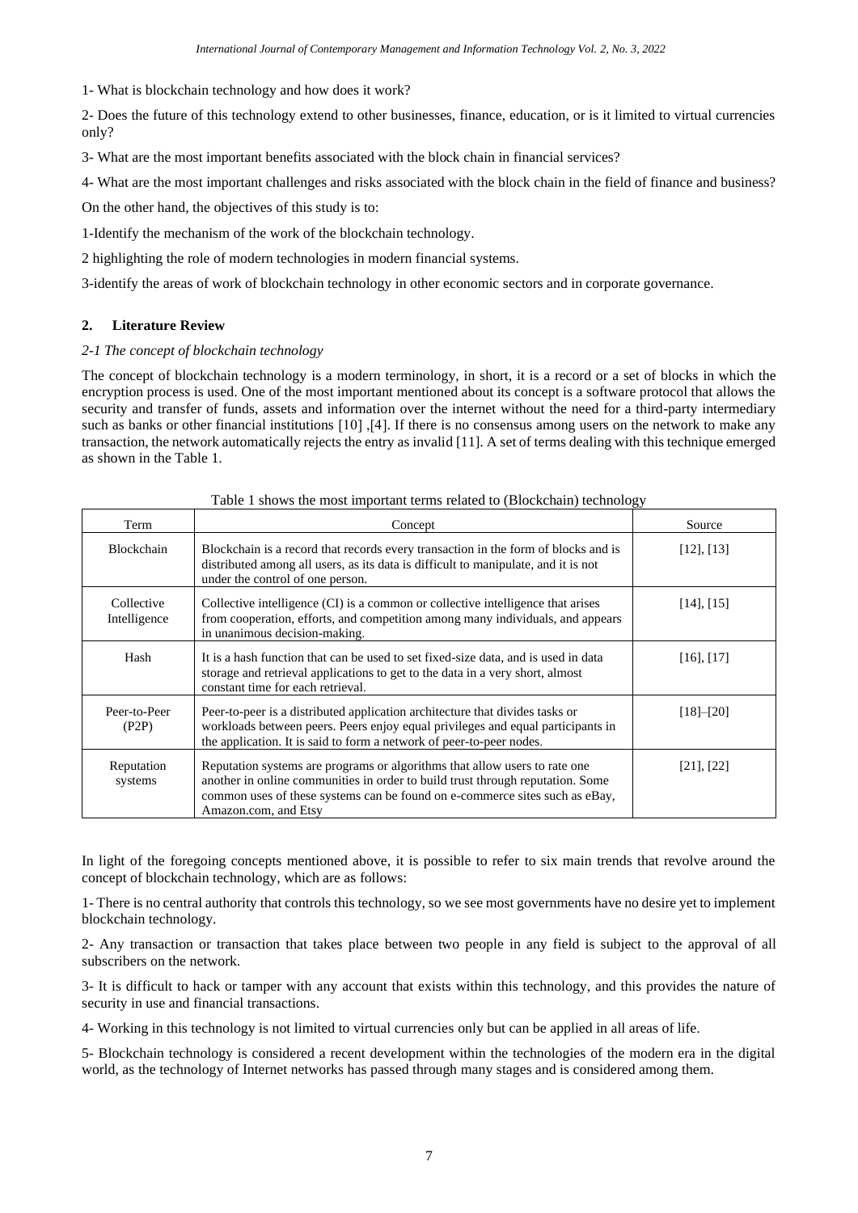1- What is blockchain technology and how does it work?

2- Does the future of this technology extend to other businesses, finance, education, or is it limited to virtual currencies only?

3- What are the most important benefits associated with the block chain in financial services?

4- What are the most important challenges and risks associated with the block chain in the field of finance and business?

On the other hand, the objectives of this study is to:

1-Identify the mechanism of the work of the blockchain technology.

2 highlighting the role of modern technologies in modern financial systems.

3-identify the areas of work of blockchain technology in other economic sectors and in corporate governance.

## 2. Literature Review

### *2-1 The concept of blockchain technology*

The concept of blockchain technology is a modern terminology, in short, it is a record or a set of blocks in which the encryption process is used. One of the most important mentioned about its concept is a software protocol that allows the security and transfer of funds, assets and information over the internet without the need for a third-party intermediary such as banks or other financial institutions [10] ,[4]. If there is no consensus among users on the network to make any transaction, the network automatically rejects the entry as invalid [11]. A set of terms dealing with this technique emerged as shown in the Table 1.

Table 1 shows the most important terms related to (Blockchain) technology

| Term | Concept | Source |
|---|---|---|
| Blockchain | Blockchain is a record that records every transaction in the form of blocks and is distributed among all users, as its data is difficult to manipulate, and it is not under the control of one person. | [12], [13] |
| Collective Intelligence | Collective intelligence (CI) is a common or collective intelligence that arises from cooperation, efforts, and competition among many individuals, and appears in unanimous decision-making. | [14], [15] |
| Hash | It is a hash function that can be used to set fixed-size data, and is used in data storage and retrieval applications to get to the data in a very short, almost constant time for each retrieval. | [16], [17] |
| Peer-to-Peer (P2P) | Peer-to-peer is a distributed application architecture that divides tasks or workloads between peers. Peers enjoy equal privileges and equal participants in the application. It is said to form a network of peer-to-peer nodes. | [18]–[20] |
| Reputation systems | Reputation systems are programs or algorithms that allow users to rate one another in online communities in order to build trust through reputation. Some common uses of these systems can be found on e-commerce sites such as eBay, Amazon.com, and Etsy | [21], [22] |

In light of the foregoing concepts mentioned above, it is possible to refer to six main trends that revolve around the concept of blockchain technology, which are as follows:

1- There is no central authority that controls this technology, so we see most governments have no desire yet to implement blockchain technology.

2- Any transaction or transaction that takes place between two people in any field is subject to the approval of all subscribers on the network.

3- It is difficult to hack or tamper with any account that exists within this technology, and this provides the nature of security in use and financial transactions.

4- Working in this technology is not limited to virtual currencies only but can be applied in all areas of life.

5- Blockchain technology is considered a recent development within the technologies of the modern era in the digital world, as the technology of Internet networks has passed through many stages and is considered among them.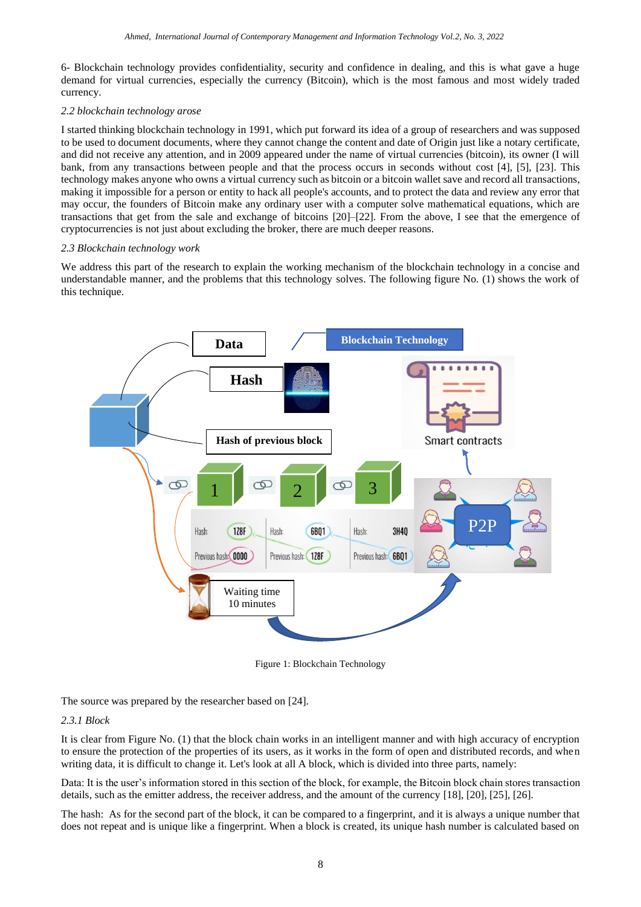6- Blockchain technology provides confidentiality, security and confidence in dealing, and this is what gave a huge demand for virtual currencies, especially the currency (Bitcoin), which is the most famous and most widely traded currency.

*2.2 blockchain technology arose*

I started thinking blockchain technology in 1991, which put forward its idea of a group of researchers and was supposed to be used to document documents, where they cannot change the content and date of Origin just like a notary certificate, and did not receive any attention, and in 2009 appeared under the name of virtual currencies (bitcoin), its owner (I will bank, from any transactions between people and that the process occurs in seconds without cost [4], [5], [23]. This technology makes anyone who owns a virtual currency such as bitcoin or a bitcoin wallet save and record all transactions, making it impossible for a person or entity to hack all people's accounts, and to protect the data and review any error that may occur, the founders of Bitcoin make any ordinary user with a computer solve mathematical equations, which are transactions that get from the sale and exchange of bitcoins [20]–[22]. From the above, I see that the emergence of cryptocurrencies is not just about excluding the broker, there are much deeper reasons.

*2.3 Blockchain technology work*

We address this part of the research to explain the working mechanism of the blockchain technology in a concise and understandable manner, and the problems that this technology solves. The following figure No. (1) shows the work of this technique.

Figure 1: Blockchain Technology

The source was prepared by the researcher based on [24].

*2.3.1 Block*

It is clear from Figure No. (1) that the block chain works in an intelligent manner and with high accuracy of encryption to ensure the protection of the properties of its users, as it works in the form of open and distributed records, and when writing data, it is difficult to change it. Let's look at all A block, which is divided into three parts, namely:

Data: It is the user's information stored in this section of the block, for example, the Bitcoin block chain stores transaction details, such as the emitter address, the receiver address, and the amount of the currency [18], [20], [25], [26].

The hash: As for the second part of the block, it can be compared to a fingerprint, and it is always a unique number that does not repeat and is unique like a fingerprint. When a block is created, its unique hash number is calculated based on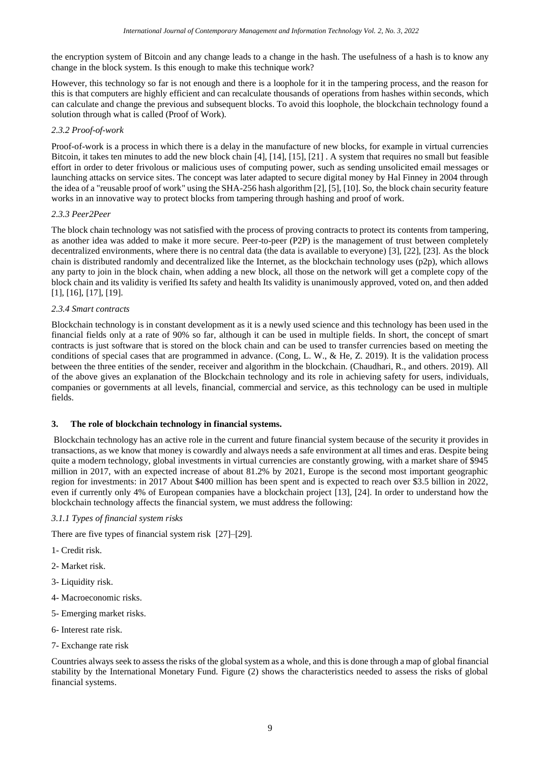the encryption system of Bitcoin and any change leads to a change in the hash. The usefulness of a hash is to know any change in the block system. Is this enough to make this technique work?

However, this technology so far is not enough and there is a loophole for it in the tampering process, and the reason for this is that computers are highly efficient and can recalculate thousands of operations from hashes within seconds, which can calculate and change the previous and subsequent blocks. To avoid this loophole, the blockchain technology found a solution through what is called (Proof of Work).

#### *2.3.2 Proof-of-work*

Proof-of-work is a process in which there is a delay in the manufacture of new blocks, for example in virtual currencies Bitcoin, it takes ten minutes to add the new block chain [4], [14], [15], [21] . A system that requires no small but feasible effort in order to deter frivolous or malicious uses of computing power, such as sending unsolicited email messages or launching attacks on service sites. The concept was later adapted to secure digital money by Hal Finney in 2004 through the idea of a "reusable proof of work" using the SHA-256 hash algorithm [2], [5], [10]. So, the block chain security feature works in an innovative way to protect blocks from tampering through hashing and proof of work.

#### *2.3.3 Peer2Peer*

The block chain technology was not satisfied with the process of proving contracts to protect its contents from tampering, as another idea was added to make it more secure. Peer-to-peer (P2P) is the management of trust between completely decentralized environments, where there is no central data (the data is available to everyone) [3], [22], [23]. As the block chain is distributed randomly and decentralized like the Internet, as the blockchain technology uses (p2p), which allows any party to join in the block chain, when adding a new block, all those on the network will get a complete copy of the block chain and its validity is verified Its safety and health Its validity is unanimously approved, voted on, and then added [1], [16], [17], [19].

#### *2.3.4 Smart contracts*

Blockchain technology is in constant development as it is a newly used science and this technology has been used in the financial fields only at a rate of 90% so far, although it can be used in multiple fields. In short, the concept of smart contracts is just software that is stored on the block chain and can be used to transfer currencies based on meeting the conditions of special cases that are programmed in advance. (Cong, L. W., & He, Z. 2019). It is the validation process between the three entities of the sender, receiver and algorithm in the blockchain. (Chaudhari, R., and others. 2019). All of the above gives an explanation of the Blockchain technology and its role in achieving safety for users, individuals, companies or governments at all levels, financial, commercial and service, as this technology can be used in multiple fields.

## 3. The role of blockchain technology in financial systems.

Blockchain technology has an active role in the current and future financial system because of the security it provides in transactions, as we know that money is cowardly and always needs a safe environment at all times and eras. Despite being quite a modern technology, global investments in virtual currencies are constantly growing, with a market share of $945 million in 2017, with an expected increase of about 81.2% by 2021, Europe is the second most important geographic region for investments: in 2017 About $400 million has been spent and is expected to reach over $3.5 billion in 2022, even if currently only 4% of European companies have a blockchain project [13], [24]. In order to understand how the blockchain technology affects the financial system, we must address the following:

#### *3.1.1 Types of financial system risks*

There are five types of financial system risk [27]–[29].

1- Credit risk.

2- Market risk.

3- Liquidity risk.

4- Macroeconomic risks.

5- Emerging market risks.

6- Interest rate risk.

7- Exchange rate risk

Countries always seek to assess the risks of the global system as a whole, and this is done through a map of global financial stability by the International Monetary Fund. Figure (2) shows the characteristics needed to assess the risks of global financial systems.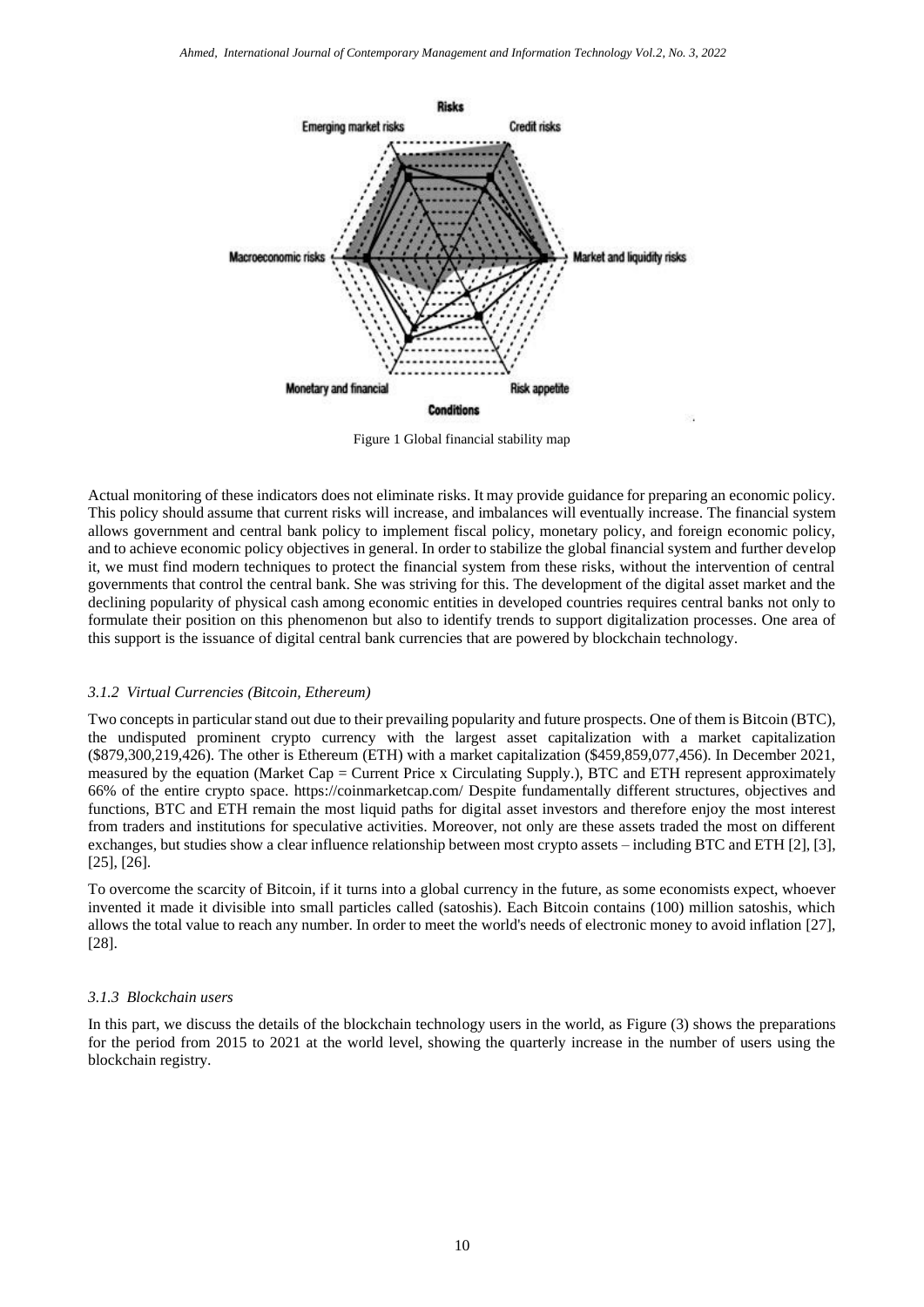Figure 1 Global financial stability map

Actual monitoring of these indicators does not eliminate risks. It may provide guidance for preparing an economic policy. This policy should assume that current risks will increase, and imbalances will eventually increase. The financial system allows government and central bank policy to implement fiscal policy, monetary policy, and foreign economic policy, and to achieve economic policy objectives in general. In order to stabilize the global financial system and further develop it, we must find modern techniques to protect the financial system from these risks, without the intervention of central governments that control the central bank. She was striving for this. The development of the digital asset market and the declining popularity of physical cash among economic entities in developed countries requires central banks not only to formulate their position on this phenomenon but also to identify trends to support digitalization processes. One area of this support is the issuance of digital central bank currencies that are powered by blockchain technology.

### *3.1.2 Virtual Currencies (Bitcoin, Ethereum)*

Two concepts in particular stand out due to their prevailing popularity and future prospects. One of them is Bitcoin (BTC), the undisputed prominent crypto currency with the largest asset capitalization with a market capitalization ($879,300,219,426). The other is Ethereum (ETH) with a market capitalization ($459,859,077,456). In December 2021, measured by the equation (Market Cap = Current Price x Circulating Supply.), BTC and ETH represent approximately 66% of the entire crypto space. https://coinmarketcap.com/ Despite fundamentally different structures, objectives and functions, BTC and ETH remain the most liquid paths for digital asset investors and therefore enjoy the most interest from traders and institutions for speculative activities. Moreover, not only are these assets traded the most on different exchanges, but studies show a clear influence relationship between most crypto assets – including BTC and ETH [2], [3], [25], [26].

To overcome the scarcity of Bitcoin, if it turns into a global currency in the future, as some economists expect, whoever invented it made it divisible into small particles called (satoshis). Each Bitcoin contains (100) million satoshis, which allows the total value to reach any number. In order to meet the world's needs of electronic money to avoid inflation [27], [28].

### *3.1.3 Blockchain users*

In this part, we discuss the details of the blockchain technology users in the world, as Figure (3) shows the preparations for the period from 2015 to 2021 at the world level, showing the quarterly increase in the number of users using the blockchain registry.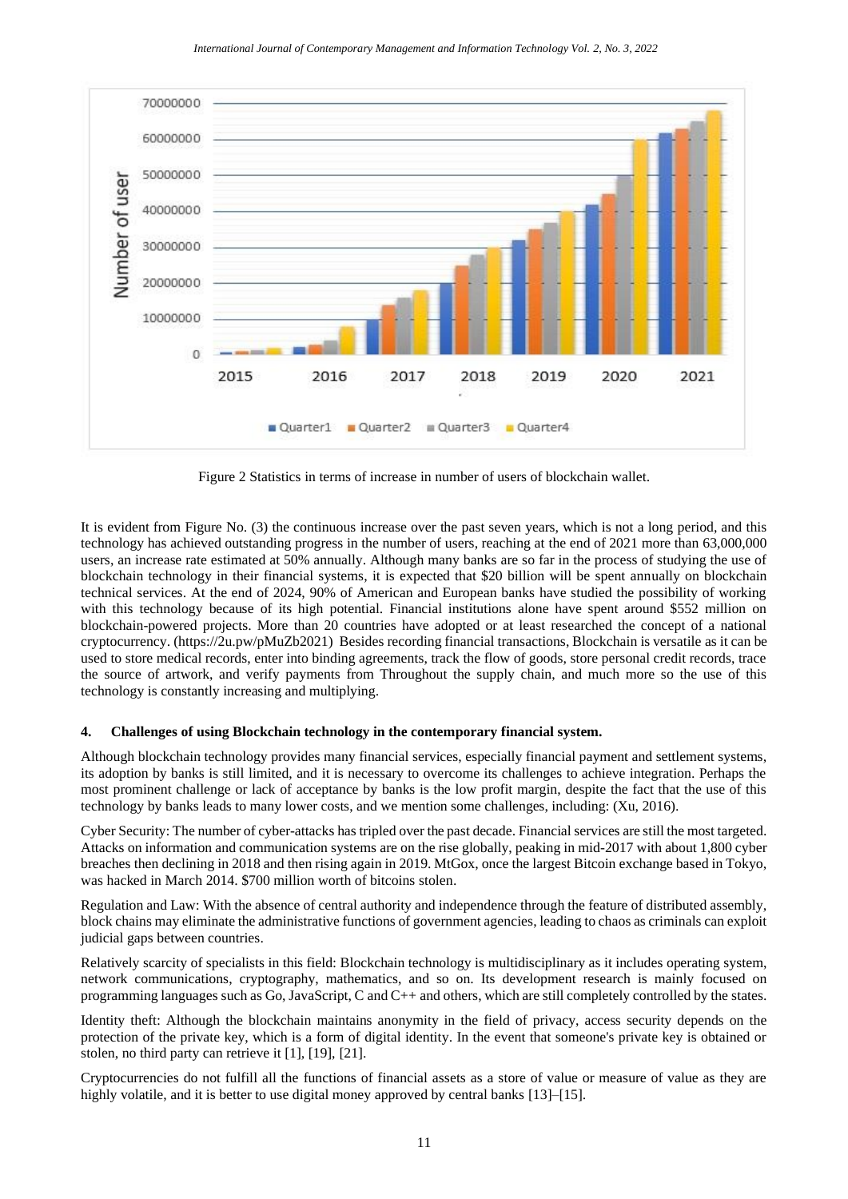Figure 2 Statistics in terms of increase in number of users of blockchain wallet.

It is evident from Figure No. (3) the continuous increase over the past seven years, which is not a long period, and this technology has achieved outstanding progress in the number of users, reaching at the end of 2021 more than 63,000,000 users, an increase rate estimated at 50% annually. Although many banks are so far in the process of studying the use of blockchain technology in their financial systems, it is expected that $20 billion will be spent annually on blockchain technical services. At the end of 2024, 90% of American and European banks have studied the possibility of working with this technology because of its high potential. Financial institutions alone have spent around $552 million on blockchain-powered projects. More than 20 countries have adopted or at least researched the concept of a national cryptocurrency. (https://2u.pw/pMuZb2021) Besides recording financial transactions, Blockchain is versatile as it can be used to store medical records, enter into binding agreements, track the flow of goods, store personal credit records, trace the source of artwork, and verify payments from Throughout the supply chain, and much more so the use of this technology is constantly increasing and multiplying.

#### 4. Challenges of using Blockchain technology in the contemporary financial system.

Although blockchain technology provides many financial services, especially financial payment and settlement systems, its adoption by banks is still limited, and it is necessary to overcome its challenges to achieve integration. Perhaps the most prominent challenge or lack of acceptance by banks is the low profit margin, despite the fact that the use of this technology by banks leads to many lower costs, and we mention some challenges, including: (Xu, 2016).

Cyber Security: The number of cyber-attacks has tripled over the past decade. Financial services are still the most targeted. Attacks on information and communication systems are on the rise globally, peaking in mid-2017 with about 1,800 cyber breaches then declining in 2018 and then rising again in 2019. MtGox, once the largest Bitcoin exchange based in Tokyo, was hacked in March 2014. $700 million worth of bitcoins stolen.

Regulation and Law: With the absence of central authority and independence through the feature of distributed assembly, block chains may eliminate the administrative functions of government agencies, leading to chaos as criminals can exploit judicial gaps between countries.

Relatively scarcity of specialists in this field: Blockchain technology is multidisciplinary as it includes operating system, network communications, cryptography, mathematics, and so on. Its development research is mainly focused on programming languages such as Go, JavaScript, C and C++ and others, which are still completely controlled by the states.

Identity theft: Although the blockchain maintains anonymity in the field of privacy, access security depends on the protection of the private key, which is a form of digital identity. In the event that someone's private key is obtained or stolen, no third party can retrieve it [1], [19], [21].

Cryptocurrencies do not fulfill all the functions of financial assets as a store of value or measure of value as they are highly volatile, and it is better to use digital money approved by central banks [13]–[15].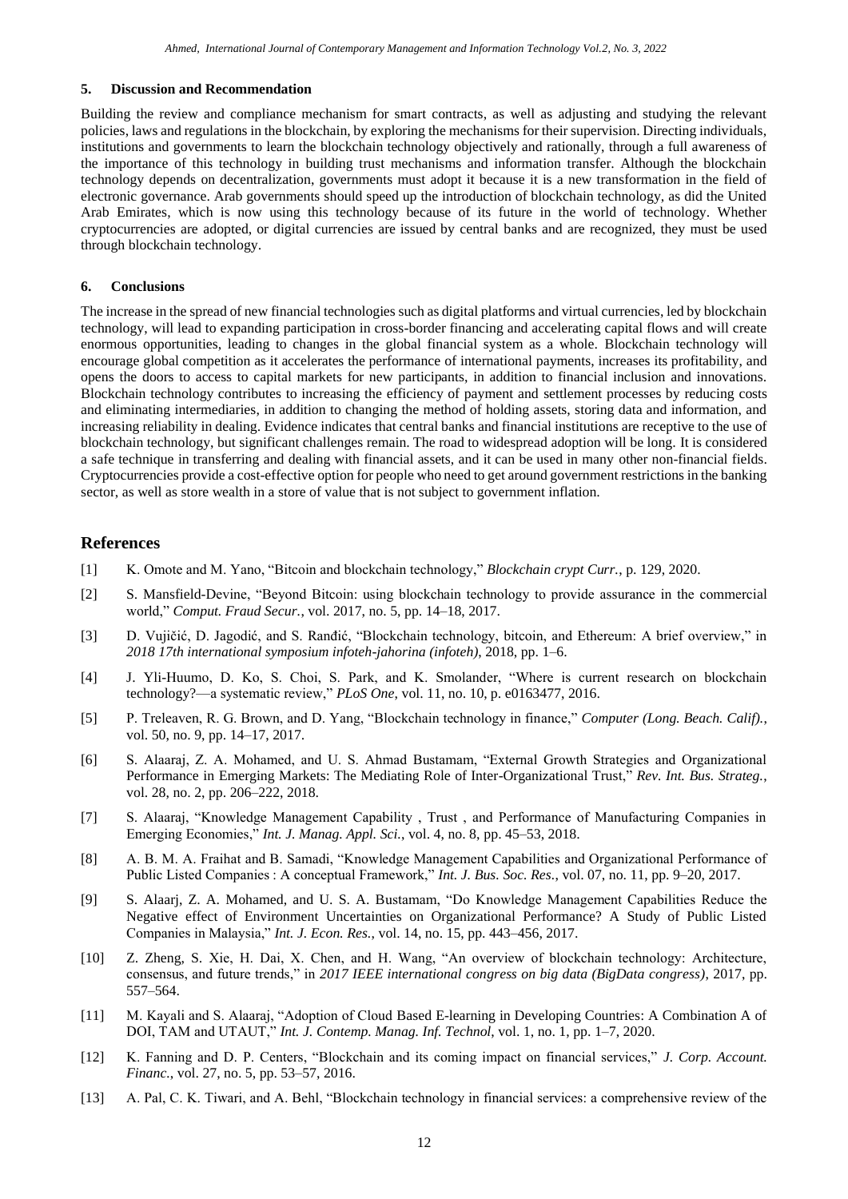## 5. Discussion and Recommendation

Building the review and compliance mechanism for smart contracts, as well as adjusting and studying the relevant policies, laws and regulations in the blockchain, by exploring the mechanisms for their supervision. Directing individuals, institutions and governments to learn the blockchain technology objectively and rationally, through a full awareness of the importance of this technology in building trust mechanisms and information transfer. Although the blockchain technology depends on decentralization, governments must adopt it because it is a new transformation in the field of electronic governance. Arab governments should speed up the introduction of blockchain technology, as did the United Arab Emirates, which is now using this technology because of its future in the world of technology. Whether cryptocurrencies are adopted, or digital currencies are issued by central banks and are recognized, they must be used through blockchain technology.

## 6. Conclusions

The increase in the spread of new financial technologies such as digital platforms and virtual currencies, led by blockchain technology, will lead to expanding participation in cross-border financing and accelerating capital flows and will create enormous opportunities, leading to changes in the global financial system as a whole. Blockchain technology will encourage global competition as it accelerates the performance of international payments, increases its profitability, and opens the doors to access to capital markets for new participants, in addition to financial inclusion and innovations. Blockchain technology contributes to increasing the efficiency of payment and settlement processes by reducing costs and eliminating intermediaries, in addition to changing the method of holding assets, storing data and information, and increasing reliability in dealing. Evidence indicates that central banks and financial institutions are receptive to the use of blockchain technology, but significant challenges remain. The road to widespread adoption will be long. It is considered a safe technique in transferring and dealing with financial assets, and it can be used in many other non-financial fields. Cryptocurrencies provide a cost-effective option for people who need to get around government restrictions in the banking sector, as well as store wealth in a store of value that is not subject to government inflation.

# References

[1] K. Omote and M. Yano, "Bitcoin and blockchain technology," *Blockchain crypt Curr.*, p. 129, 2020.

[2] S. Mansfield-Devine, "Beyond Bitcoin: using blockchain technology to provide assurance in the commercial world," *Comput. Fraud Secur.*, vol. 2017, no. 5, pp. 14–18, 2017.

[3] D. Vujičić, D. Jagodić, and S. Ranđić, "Blockchain technology, bitcoin, and Ethereum: A brief overview," in *2018 17th international symposium infoteh-jahorina (infoteh)*, 2018, pp. 1–6.

[4] J. Yli-Huumo, D. Ko, S. Choi, S. Park, and K. Smolander, "Where is current research on blockchain technology?—a systematic review," *PLoS One*, vol. 11, no. 10, p. e0163477, 2016.

[5] P. Treleaven, R. G. Brown, and D. Yang, "Blockchain technology in finance," *Computer (Long. Beach. Calif).*, vol. 50, no. 9, pp. 14–17, 2017.

[6] S. Alaaraj, Z. A. Mohamed, and U. S. Ahmad Bustamam, "External Growth Strategies and Organizational Performance in Emerging Markets: The Mediating Role of Inter-Organizational Trust," *Rev. Int. Bus. Strateg.*, vol. 28, no. 2, pp. 206–222, 2018.

[7] S. Alaaraj, "Knowledge Management Capability , Trust , and Performance of Manufacturing Companies in Emerging Economies," *Int. J. Manag. Appl. Sci.*, vol. 4, no. 8, pp. 45–53, 2018.

[8] A. B. M. A. Fraihat and B. Samadi, "Knowledge Management Capabilities and Organizational Performance of Public Listed Companies : A conceptual Framework," *Int. J. Bus. Soc. Res.*, vol. 07, no. 11, pp. 9–20, 2017.

[9] S. Alaarj, Z. A. Mohamed, and U. S. A. Bustamam, "Do Knowledge Management Capabilities Reduce the Negative effect of Environment Uncertainties on Organizational Performance? A Study of Public Listed Companies in Malaysia," *Int. J. Econ. Res.*, vol. 14, no. 15, pp. 443–456, 2017.

[10] Z. Zheng, S. Xie, H. Dai, X. Chen, and H. Wang, "An overview of blockchain technology: Architecture, consensus, and future trends," in *2017 IEEE international congress on big data (BigData congress)*, 2017, pp. 557–564.

[11] M. Kayali and S. Alaaraj, "Adoption of Cloud Based E-learning in Developing Countries: A Combination A of DOI, TAM and UTAUT," *Int. J. Contemp. Manag. Inf. Technol*, vol. 1, no. 1, pp. 1–7, 2020.

[12] K. Fanning and D. P. Centers, "Blockchain and its coming impact on financial services," *J. Corp. Account. Financ.*, vol. 27, no. 5, pp. 53–57, 2016.

[13] A. Pal, C. K. Tiwari, and A. Behl, "Blockchain technology in financial services: a comprehensive review of the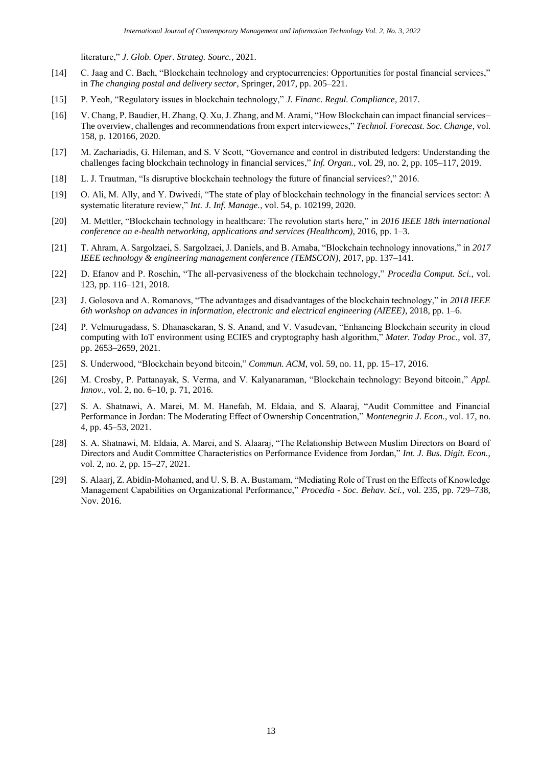literature," *J. Glob. Oper. Strateg. Sourc.*, 2021.

[14] C. Jaag and C. Bach, "Blockchain technology and cryptocurrencies: Opportunities for postal financial services," in *The changing postal and delivery sector*, Springer, 2017, pp. 205–221.

[15] P. Yeoh, "Regulatory issues in blockchain technology," *J. Financ. Regul. Compliance*, 2017.

[16] V. Chang, P. Baudier, H. Zhang, Q. Xu, J. Zhang, and M. Arami, "How Blockchain can impact financial services–The overview, challenges and recommendations from expert interviewees," *Technol. Forecast. Soc. Change*, vol. 158, p. 120166, 2020.

[17] M. Zachariadis, G. Hileman, and S. V Scott, "Governance and control in distributed ledgers: Understanding the challenges facing blockchain technology in financial services," *Inf. Organ.*, vol. 29, no. 2, pp. 105–117, 2019.

[18] L. J. Trautman, "Is disruptive blockchain technology the future of financial services?," 2016.

[19] O. Ali, M. Ally, and Y. Dwivedi, "The state of play of blockchain technology in the financial services sector: A systematic literature review," *Int. J. Inf. Manage.*, vol. 54, p. 102199, 2020.

[20] M. Mettler, "Blockchain technology in healthcare: The revolution starts here," in *2016 IEEE 18th international conference on e-health networking, applications and services (Healthcom)*, 2016, pp. 1–3.

[21] T. Ahram, A. Sargolzaei, S. Sargolzaei, J. Daniels, and B. Amaba, "Blockchain technology innovations," in *2017 IEEE technology & engineering management conference (TEMSCON)*, 2017, pp. 137–141.

[22] D. Efanov and P. Roschin, "The all-pervasiveness of the blockchain technology," *Procedia Comput. Sci.*, vol. 123, pp. 116–121, 2018.

[23] J. Golosova and A. Romanovs, "The advantages and disadvantages of the blockchain technology," in *2018 IEEE 6th workshop on advances in information, electronic and electrical engineering (AIEEE)*, 2018, pp. 1–6.

[24] P. Velmurugadass, S. Dhanasekaran, S. S. Anand, and V. Vasudevan, "Enhancing Blockchain security in cloud computing with IoT environment using ECIES and cryptography hash algorithm," *Mater. Today Proc.*, vol. 37, pp. 2653–2659, 2021.

[25] S. Underwood, "Blockchain beyond bitcoin," *Commun. ACM*, vol. 59, no. 11, pp. 15–17, 2016.

[26] M. Crosby, P. Pattanayak, S. Verma, and V. Kalyanaraman, "Blockchain technology: Beyond bitcoin," *Appl. Innov.*, vol. 2, no. 6–10, p. 71, 2016.

[27] S. A. Shatnawi, A. Marei, M. M. Hanefah, M. Eldaia, and S. Alaaraj, "Audit Committee and Financial Performance in Jordan: The Moderating Effect of Ownership Concentration," *Montenegrin J. Econ.*, vol. 17, no. 4, pp. 45–53, 2021.

[28] S. A. Shatnawi, M. Eldaia, A. Marei, and S. Alaaraj, "The Relationship Between Muslim Directors on Board of Directors and Audit Committee Characteristics on Performance Evidence from Jordan," *Int. J. Bus. Digit. Econ.*, vol. 2, no. 2, pp. 15–27, 2021.

[29] S. Alaarj, Z. Abidin-Mohamed, and U. S. B. A. Bustamam, "Mediating Role of Trust on the Effects of Knowledge Management Capabilities on Organizational Performance," *Procedia - Soc. Behav. Sci.*, vol. 235, pp. 729–738, Nov. 2016.